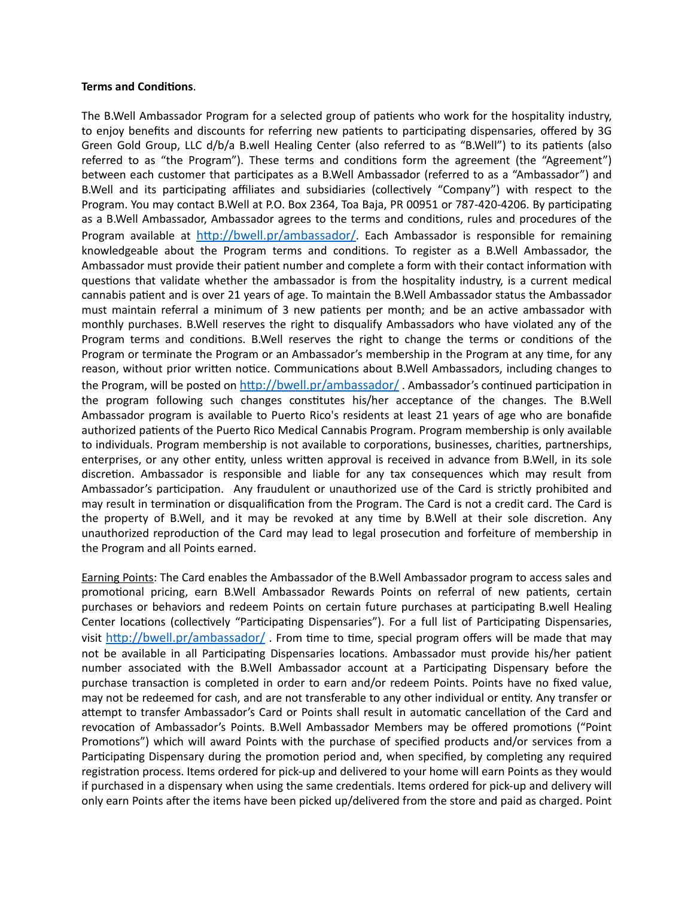**Terms and Conditions**.

The B.Well Ambassador Program for a selected group of patients who work for the hospitality industry, to enjoy benefits and discounts for referring new patients to participating dispensaries, offered by 3G Green Gold Group, LLC d/b/a B.well Healing Center (also referred to as "B.Well") to its patients (also referred to as "the Program"). These terms and conditions form the agreement (the "Agreement") between each customer that participates as a B.Well Ambassador (referred to as a "Ambassador") and B.Well and its participating affiliates and subsidiaries (collectively "Company") with respect to the Program. You may contact B.Well at P.O. Box 2364, Toa Baja, PR 00951 or 787-420-4206. By participating as a B.Well Ambassador, Ambassador agrees to the terms and conditions, rules and procedures of the Program available at [http://bwell.pr/ambassador/](http://bwell.pr/ambassador/). Each Ambassador is responsible for remaining knowledgeable about the Program terms and conditions. To register as a B.Well Ambassador, the Ambassador must provide their patient number and complete a form with their contact information with questions that validate whether the ambassador is from the hospitality industry, is a current medical cannabis patient and is over 21 years of age. To maintain the B.Well Ambassador status the Ambassador must maintain referral a minimum of 3 new patients per month; and be an active ambassador with monthly purchases. B.Well reserves the right to disqualify Ambassadors who have violated any of the Program terms and conditions. B.Well reserves the right to change the terms or conditions of the Program or terminate the Program or an Ambassador's membership in the Program at any time, for any reason, without prior written notice. Communications about B.Well Ambassadors, including changes to the Program, will be posted on [http://bwell.pr/ambassador/](http://bwell.pr/ambassador/) . Ambassador's continued participation in the program following such changes constitutes his/her acceptance of the changes. The B.Well Ambassador program is available to Puerto Rico's residents at least 21 years of age who are bonafide authorized patients of the Puerto Rico Medical Cannabis Program. Program membership is only available to individuals. Program membership is not available to corporations, businesses, charities, partnerships, enterprises, or any other entity, unless written approval is received in advance from B.Well, in its sole discretion. Ambassador is responsible and liable for any tax consequences which may result from Ambassador's participation. Any fraudulent or unauthorized use of the Card is strictly prohibited and may result in termination or disqualification from the Program. The Card is not a credit card. The Card is the property of B.Well, and it may be revoked at any time by B.Well at their sole discretion. Any unauthorized reproduction of the Card may lead to legal prosecution and forfeiture of membership in the Program and all Points earned.

<u>Earning Points</u>: The Card enables the Ambassador of the B.Well Ambassador program to access sales and promotional pricing, earn B.Well Ambassador Rewards Points on referral of new patients, certain purchases or behaviors and redeem Points on certain future purchases at participating B.well Healing Center locations (collectively "Participating Dispensaries"). For a full list of Participating Dispensaries, visit [http://bwell.pr/ambassador/](http://bwell.pr/ambassador/) . From time to time, special program offers will be made that may not be available in all Participating Dispensaries locations. Ambassador must provide his/her patient number associated with the B.Well Ambassador account at a Participating Dispensary before the purchase transaction is completed in order to earn and/or redeem Points. Points have no fixed value, may not be redeemed for cash, and are not transferable to any other individual or entity. Any transfer or attempt to transfer Ambassador's Card or Points shall result in automatic cancellation of the Card and revocation of Ambassador's Points. B.Well Ambassador Members may be offered promotions ("Point Promotions") which will award Points with the purchase of specified products and/or services from a Participating Dispensary during the promotion period and, when specified, by completing any required registration process. Items ordered for pick-up and delivered to your home will earn Points as they would if purchased in a dispensary when using the same credentials. Items ordered for pick-up and delivery will only earn Points after the items have been picked up/delivered from the store and paid as charged. Point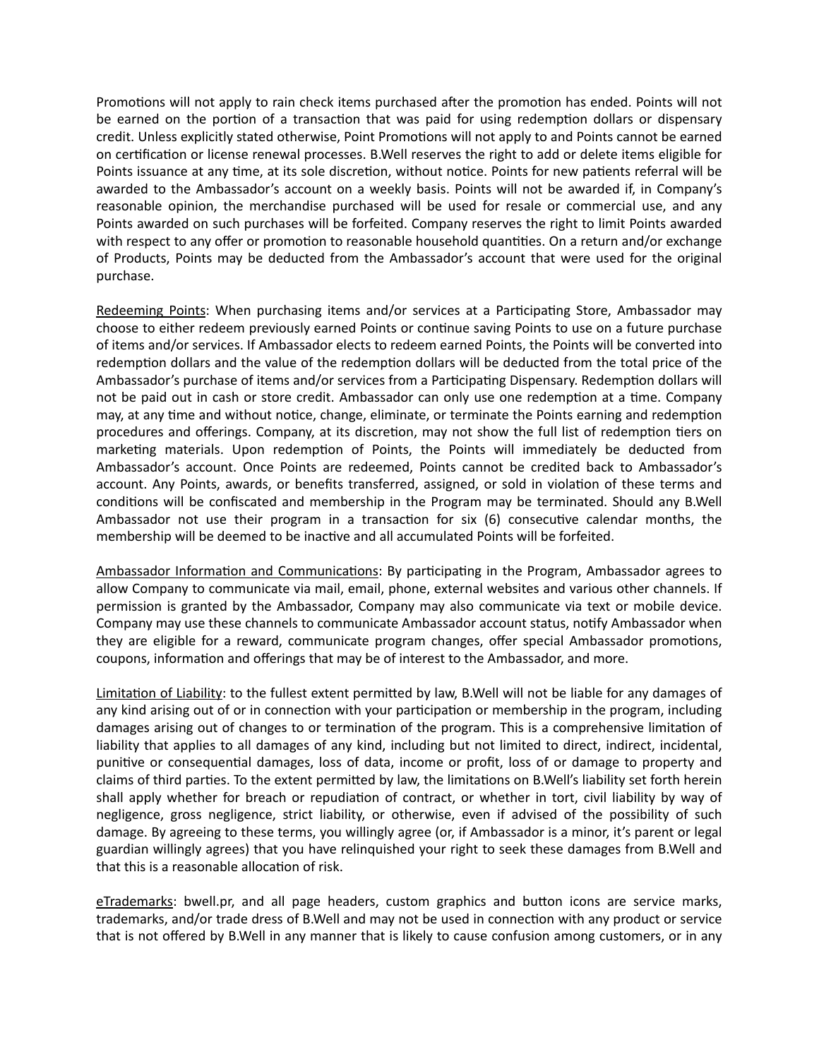Promotions will not apply to rain check items purchased after the promotion has ended. Points will not be earned on the portion of a transaction that was paid for using redemption dollars or dispensary credit. Unless explicitly stated otherwise, Point Promotions will not apply to and Points cannot be earned on certification or license renewal processes. B.Well reserves the right to add or delete items eligible for Points issuance at any time, at its sole discretion, without notice. Points for new patients referral will be awarded to the Ambassador's account on a weekly basis. Points will not be awarded if, in Company's reasonable opinion, the merchandise purchased will be used for resale or commercial use, and any Points awarded on such purchases will be forfeited. Company reserves the right to limit Points awarded with respect to any offer or promotion to reasonable household quantities. On a return and/or exchange of Products, Points may be deducted from the Ambassador's account that were used for the original purchase.

<u>Redeeming Points</u>: When purchasing items and/or services at a Participating Store, Ambassador may choose to either redeem previously earned Points or continue saving Points to use on a future purchase of items and/or services. If Ambassador elects to redeem earned Points, the Points will be converted into redemption dollars and the value of the redemption dollars will be deducted from the total price of the Ambassador's purchase of items and/or services from a Participating Dispensary. Redemption dollars will not be paid out in cash or store credit. Ambassador can only use one redemption at a time. Company may, at any time and without notice, change, eliminate, or terminate the Points earning and redemption procedures and offerings. Company, at its discretion, may not show the full list of redemption tiers on marketing materials. Upon redemption of Points, the Points will immediately be deducted from Ambassador's account. Once Points are redeemed, Points cannot be credited back to Ambassador's account. Any Points, awards, or benefits transferred, assigned, or sold in violation of these terms and conditions will be confiscated and membership in the Program may be terminated. Should any B.Well Ambassador not use their program in a transaction for six (6) consecutive calendar months, the membership will be deemed to be inactive and all accumulated Points will be forfeited.

<u>Ambassador Information and Communications</u>: By participating in the Program, Ambassador agrees to allow Company to communicate via mail, email, phone, external websites and various other channels. If permission is granted by the Ambassador, Company may also communicate via text or mobile device. Company may use these channels to communicate Ambassador account status, notify Ambassador when they are eligible for a reward, communicate program changes, offer special Ambassador promotions, coupons, information and offerings that may be of interest to the Ambassador, and more.

<u>Limitation of Liability</u>: to the fullest extent permitted by law, B.Well will not be liable for any damages of any kind arising out of or in connection with your participation or membership in the program, including damages arising out of changes to or termination of the program. This is a comprehensive limitation of liability that applies to all damages of any kind, including but not limited to direct, indirect, incidental, punitive or consequential damages, loss of data, income or profit, loss of or damage to property and claims of third parties. To the extent permitted by law, the limitations on B.Well's liability set forth herein shall apply whether for breach or repudiation of contract, or whether in tort, civil liability by way of negligence, gross negligence, strict liability, or otherwise, even if advised of the possibility of such damage. By agreeing to these terms, you willingly agree (or, if Ambassador is a minor, it's parent or legal guardian willingly agrees) that you have relinquished your right to seek these damages from B.Well and that this is a reasonable allocation of risk.

<u>eTrademarks</u>: bwell.pr, and all page headers, custom graphics and button icons are service marks, trademarks, and/or trade dress of B.Well and may not be used in connection with any product or service that is not offered by B.Well in any manner that is likely to cause confusion among customers, or in any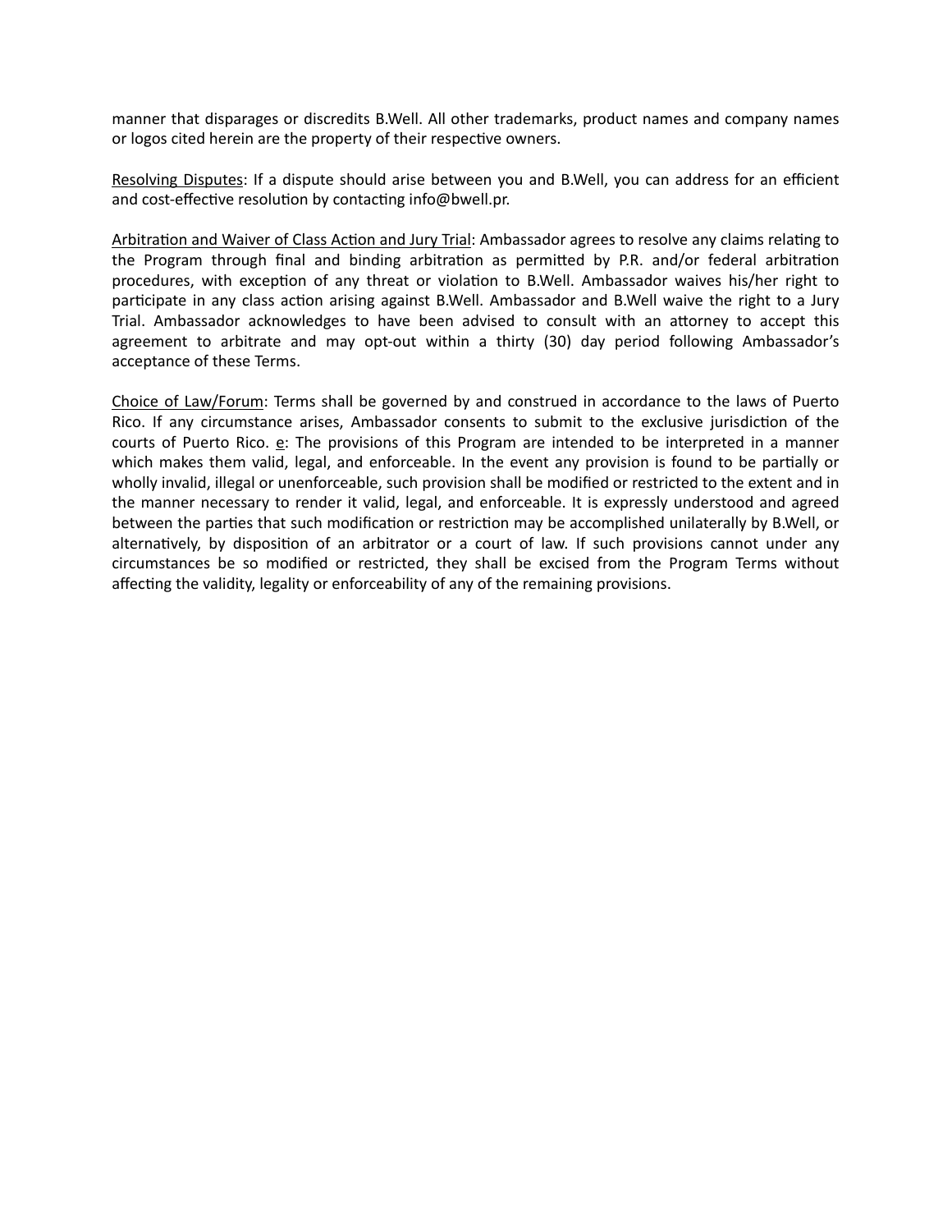manner that disparages or discredits B.Well. All other trademarks, product names and company names or logos cited herein are the property of their respective owners.

<u>Resolving Disputes</u>: If a dispute should arise between you and B.Well, you can address for an efficient and cost-effective resolution by contacting info@bwell.pr.

<u>Arbitration and Waiver of Class Action and Jury Trial</u>: Ambassador agrees to resolve any claims relating to the Program through final and binding arbitration as permitted by P.R. and/or federal arbitration procedures, with exception of any threat or violation to B.Well. Ambassador waives his/her right to participate in any class action arising against B.Well. Ambassador and B.Well waive the right to a Jury Trial. Ambassador acknowledges to have been advised to consult with an attorney to accept this agreement to arbitrate and may opt-out within a thirty (30) day period following Ambassador's acceptance of these Terms.

<u>Choice of Law/Forum</u>: Terms shall be governed by and construed in accordance to the laws of Puerto Rico. If any circumstance arises, Ambassador consents to submit to the exclusive jurisdiction of the courts of Puerto Rico. <u>e</u>: The provisions of this Program are intended to be interpreted in a manner which makes them valid, legal, and enforceable. In the event any provision is found to be partially or wholly invalid, illegal or unenforceable, such provision shall be modified or restricted to the extent and in the manner necessary to render it valid, legal, and enforceable. It is expressly understood and agreed between the parties that such modification or restriction may be accomplished unilaterally by B.Well, or alternatively, by disposition of an arbitrator or a court of law. If such provisions cannot under any circumstances be so modified or restricted, they shall be excised from the Program Terms without affecting the validity, legality or enforceability of any of the remaining provisions.